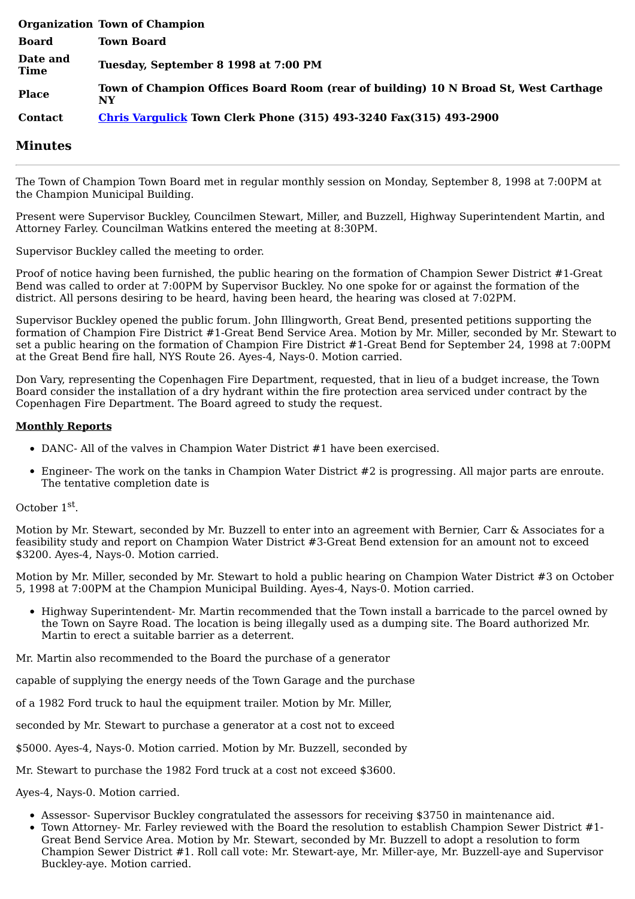| | |
|---|---|
| **Organization** | **Town of Champion** |
| **Board** | **Town Board** |
| **Date and Time** | **Tuesday, September 8 1998 at 7:00 PM** |
| **Place** | **Town of Champion Offices Board Room (rear of building) 10 N Broad St, West Carthage NY** |
| **Contact** | **Chris Vargulick Town Clerk Phone (315) 493-3240 Fax(315) 493-2900** |

## Minutes

---

The Town of Champion Town Board met in regular monthly session on Monday, September 8, 1998 at 7:00PM at the Champion Municipal Building.

Present were Supervisor Buckley, Councilmen Stewart, Miller, and Buzzell, Highway Superintendent Martin, and Attorney Farley. Councilman Watkins entered the meeting at 8:30PM.

Supervisor Buckley called the meeting to order.

Proof of notice having been furnished, the public hearing on the formation of Champion Sewer District #1-Great Bend was called to order at 7:00PM by Supervisor Buckley. No one spoke for or against the formation of the district. All persons desiring to be heard, having been heard, the hearing was closed at 7:02PM.

Supervisor Buckley opened the public forum. John Illingworth, Great Bend, presented petitions supporting the formation of Champion Fire District #1-Great Bend Service Area. Motion by Mr. Miller, seconded by Mr. Stewart to set a public hearing on the formation of Champion Fire District #1-Great Bend for September 24, 1998 at 7:00PM at the Great Bend fire hall, NYS Route 26. Ayes-4, Nays-0. Motion carried.

Don Vary, representing the Copenhagen Fire Department, requested, that in lieu of a budget increase, the Town Board consider the installation of a dry hydrant within the fire protection area serviced under contract by the Copenhagen Fire Department. The Board agreed to study the request.

**Monthly Reports**

- DANC- All of the valves in Champion Water District #1 have been exercised.
- Engineer- The work on the tanks in Champion Water District #2 is progressing. All major parts are enroute. The tentative completion date is

October 1st.

Motion by Mr. Stewart, seconded by Mr. Buzzell to enter into an agreement with Bernier, Carr & Associates for a feasibility study and report on Champion Water District #3-Great Bend extension for an amount not to exceed $3200. Ayes-4, Nays-0. Motion carried.

Motion by Mr. Miller, seconded by Mr. Stewart to hold a public hearing on Champion Water District #3 on October 5, 1998 at 7:00PM at the Champion Municipal Building. Ayes-4, Nays-0. Motion carried.

- Highway Superintendent- Mr. Martin recommended that the Town install a barricade to the parcel owned by the Town on Sayre Road. The location is being illegally used as a dumping site. The Board authorized Mr. Martin to erect a suitable barrier as a deterrent.

Mr. Martin also recommended to the Board the purchase of a generator capable of supplying the energy needs of the Town Garage and the purchase of a 1982 Ford truck to haul the equipment trailer. Motion by Mr. Miller, seconded by Mr. Stewart to purchase a generator at a cost not to exceed $5000. Ayes-4, Nays-0. Motion carried. Motion by Mr. Buzzell, seconded by Mr. Stewart to purchase the 1982 Ford truck at a cost not exceed $3600. Ayes-4, Nays-0. Motion carried.

- Assessor- Supervisor Buckley congratulated the assessors for receiving $3750 in maintenance aid.
- Town Attorney- Mr. Farley reviewed with the Board the resolution to establish Champion Sewer District #1-Great Bend Service Area. Motion by Mr. Stewart, seconded by Mr. Buzzell to adopt a resolution to form Champion Sewer District #1. Roll call vote: Mr. Stewart-aye, Mr. Miller-aye, Mr. Buzzell-aye and Supervisor Buckley-aye. Motion carried.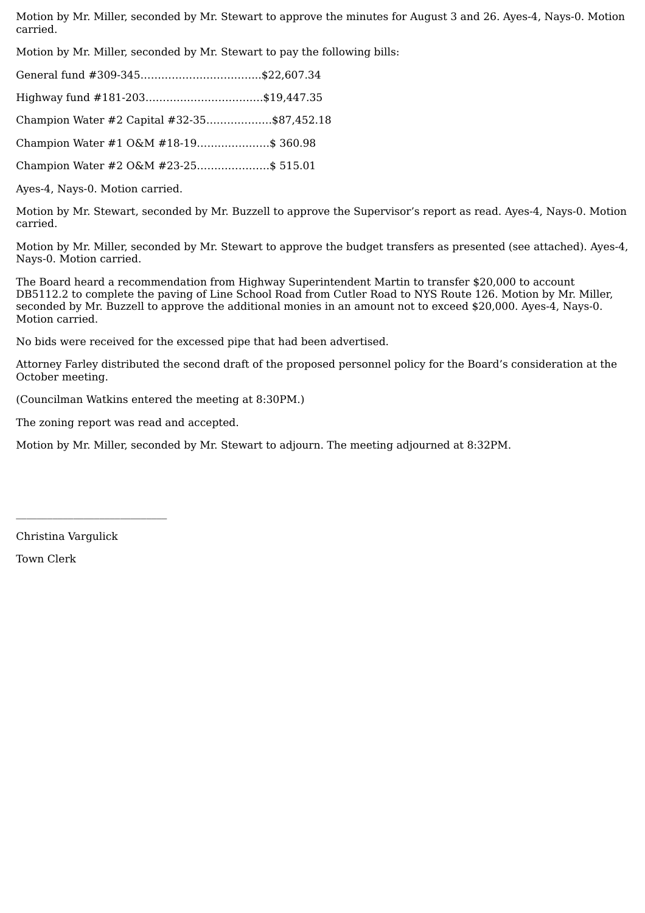Motion by Mr. Miller, seconded by Mr. Stewart to approve the minutes for August 3 and 26. Ayes-4, Nays-0. Motion carried.

Motion by Mr. Miller, seconded by Mr. Stewart to pay the following bills:

General fund #309-345……………………………..$22,607.34

Highway fund #181-203…………………………….$19,447.35

Champion Water #2 Capital #32-35……………….$87,452.18

Champion Water #1 O&M #18-19…………………$ 360.98

Champion Water #2 O&M #23-25…………………$ 515.01

Ayes-4, Nays-0. Motion carried.

Motion by Mr. Stewart, seconded by Mr. Buzzell to approve the Supervisor's report as read. Ayes-4, Nays-0. Motion carried.

Motion by Mr. Miller, seconded by Mr. Stewart to approve the budget transfers as presented (see attached). Ayes-4, Nays-0. Motion carried.

The Board heard a recommendation from Highway Superintendent Martin to transfer $20,000 to account DB5112.2 to complete the paving of Line School Road from Cutler Road to NYS Route 126. Motion by Mr. Miller, seconded by Mr. Buzzell to approve the additional monies in an amount not to exceed $20,000. Ayes-4, Nays-0. Motion carried.

No bids were received for the excessed pipe that had been advertised.

Attorney Farley distributed the second draft of the proposed personnel policy for the Board's consideration at the October meeting.

(Councilman Watkins entered the meeting at 8:30PM.)

The zoning report was read and accepted.

Motion by Mr. Miller, seconded by Mr. Stewart to adjourn. The meeting adjourned at 8:32PM.

\_\_\_\_\_\_\_\_\_\_\_\_\_\_\_\_\_\_\_\_\_\_\_\_\_\_\_\_

Christina Vargulick

Town Clerk